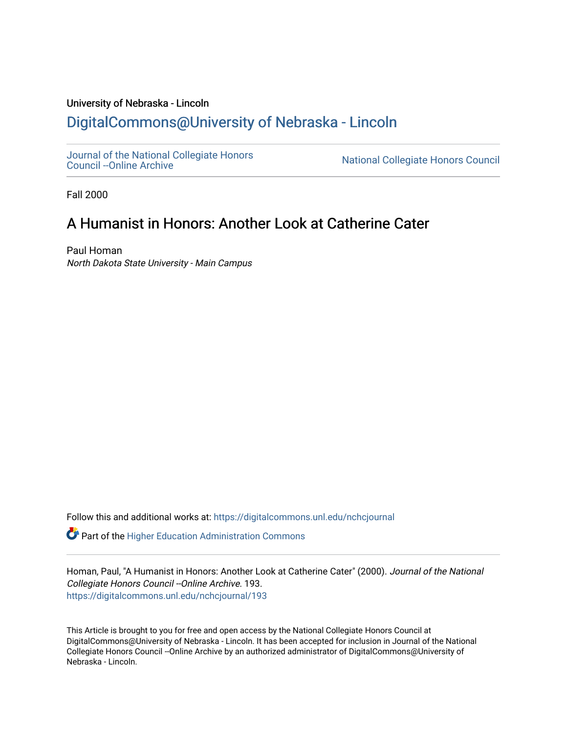University of Nebraska - Lincoln

## DigitalCommons@University of Nebraska - Lincoln

Journal of the National Collegiate Honors Council --Online Archive

National Collegiate Honors Council

Fall 2000

# A Humanist in Honors: Another Look at Catherine Cater

Paul Homan

*North Dakota State University - Main Campus*

Follow this and additional works at: https://digitalcommons.unl.edu/nchcjournal

Part of the Higher Education Administration Commons

Homan, Paul, "A Humanist in Honors: Another Look at Catherine Cater" (2000). *Journal of the National Collegiate Honors Council --Online Archive*. 193.
https://digitalcommons.unl.edu/nchcjournal/193

This Article is brought to you for free and open access by the National Collegiate Honors Council at DigitalCommons@University of Nebraska - Lincoln. It has been accepted for inclusion in Journal of the National Collegiate Honors Council --Online Archive by an authorized administrator of DigitalCommons@University of Nebraska - Lincoln.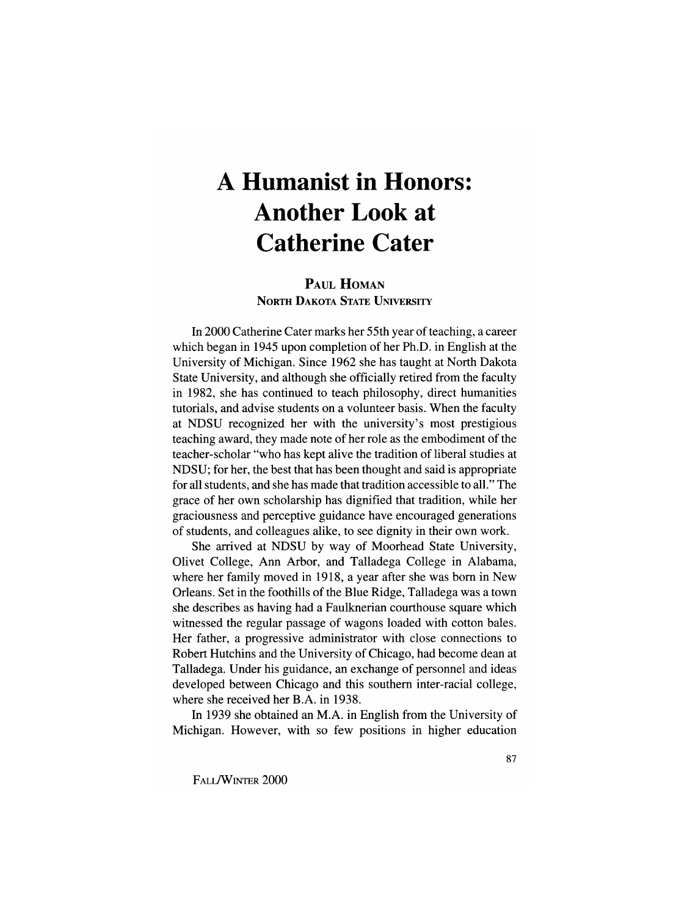# A Humanist in Honors: Another Look at Catherine Cater

**PAUL HOMAN**
**NORTH DAKOTA STATE UNIVERSITY**

In 2000 Catherine Cater marks her 55th year of teaching, a career which began in 1945 upon completion of her Ph.D. in English at the University of Michigan. Since 1962 she has taught at North Dakota State University, and although she officially retired from the faculty in 1982, she has continued to teach philosophy, direct humanities tutorials, and advise students on a volunteer basis. When the faculty at NDSU recognized her with the university's most prestigious teaching award, they made note of her role as the embodiment of the teacher-scholar "who has kept alive the tradition of liberal studies at NDSU; for her, the best that has been thought and said is appropriate for all students, and she has made that tradition accessible to all." The grace of her own scholarship has dignified that tradition, while her graciousness and perceptive guidance have encouraged generations of students, and colleagues alike, to see dignity in their own work.

She arrived at NDSU by way of Moorhead State University, Olivet College, Ann Arbor, and Talladega College in Alabama, where her family moved in 1918, a year after she was born in New Orleans. Set in the foothills of the Blue Ridge, Talladega was a town she describes as having had a Faulknerian courthouse square which witnessed the regular passage of wagons loaded with cotton bales. Her father, a progressive administrator with close connections to Robert Hutchins and the University of Chicago, had become dean at Talladega. Under his guidance, an exchange of personnel and ideas developed between Chicago and this southern inter-racial college, where she received her B.A. in 1938.

In 1939 she obtained an M.A. in English from the University of Michigan. However, with so few positions in higher education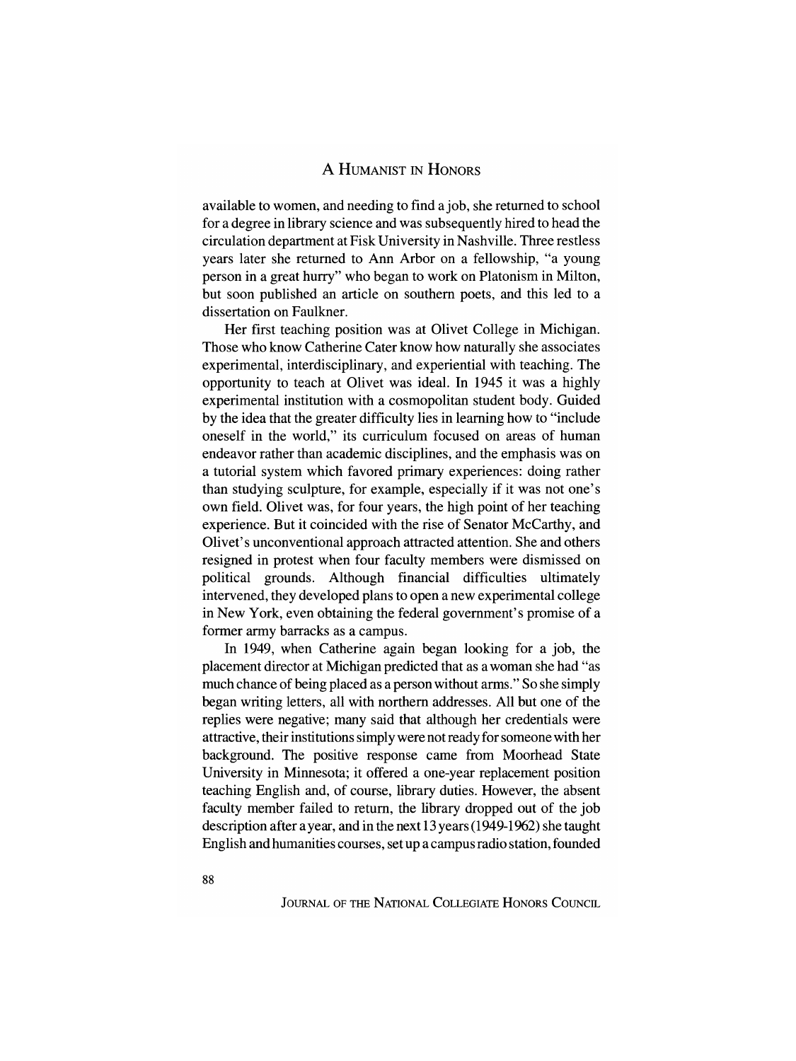available to women, and needing to find a job, she returned to school for a degree in library science and was subsequently hired to head the circulation department at Fisk University in Nashville. Three restless years later she returned to Ann Arbor on a fellowship, "a young person in a great hurry" who began to work on Platonism in Milton, but soon published an article on southern poets, and this led to a dissertation on Faulkner.

Her first teaching position was at Olivet College in Michigan. Those who know Catherine Cater know how naturally she associates experimental, interdisciplinary, and experiential with teaching. The opportunity to teach at Olivet was ideal. In 1945 it was a highly experimental institution with a cosmopolitan student body. Guided by the idea that the greater difficulty lies in learning how to "include oneself in the world," its curriculum focused on areas of human endeavor rather than academic disciplines, and the emphasis was on a tutorial system which favored primary experiences: doing rather than studying sculpture, for example, especially if it was not one's own field. Olivet was, for four years, the high point of her teaching experience. But it coincided with the rise of Senator McCarthy, and Olivet's unconventional approach attracted attention. She and others resigned in protest when four faculty members were dismissed on political grounds. Although financial difficulties ultimately intervened, they developed plans to open a new experimental college in New York, even obtaining the federal government's promise of a former army barracks as a campus.

In 1949, when Catherine again began looking for a job, the placement director at Michigan predicted that as a woman she had "as much chance of being placed as a person without arms." So she simply began writing letters, all with northern addresses. All but one of the replies were negative; many said that although her credentials were attractive, their institutions simply were not ready for someone with her background. The positive response came from Moorhead State University in Minnesota; it offered a one-year replacement position teaching English and, of course, library duties. However, the absent faculty member failed to return, the library dropped out of the job description after a year, and in the next 13 years (1949-1962) she taught English and humanities courses, set up a campus radio station, founded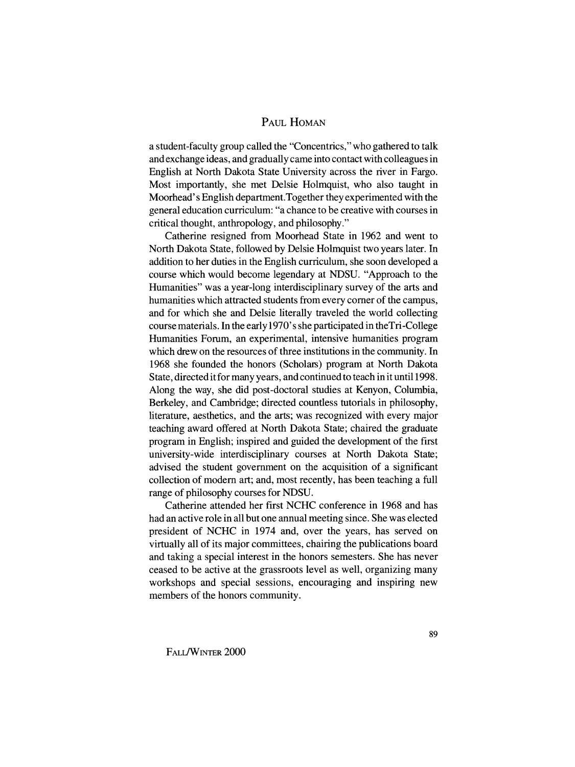a student-faculty group called the "Concentrics," who gathered to talk and exchange ideas, and gradually came into contact with colleagues in English at North Dakota State University across the river in Fargo. Most importantly, she met Delsie Holmquist, who also taught in Moorhead's English department.Together they experimented with the general education curriculum: "a chance to be creative with courses in critical thought, anthropology, and philosophy."

Catherine resigned from Moorhead State in 1962 and went to North Dakota State, followed by Delsie Holmquist two years later. In addition to her duties in the English curriculum, she soon developed a course which would become legendary at NDSU. "Approach to the Humanities" was a year-long interdisciplinary survey of the arts and humanities which attracted students from every corner of the campus, and for which she and Delsie literally traveled the world collecting course materials. In the early1970's she participated in theTri-College Humanities Forum, an experimental, intensive humanities program which drew on the resources of three institutions in the community. In 1968 she founded the honors (Scholars) program at North Dakota State, directed it for many years, and continued to teach in it until 1998. Along the way, she did post-doctoral studies at Kenyon, Columbia, Berkeley, and Cambridge; directed countless tutorials in philosophy, literature, aesthetics, and the arts; was recognized with every major teaching award offered at North Dakota State; chaired the graduate program in English; inspired and guided the development of the first university-wide interdisciplinary courses at North Dakota State; advised the student government on the acquisition of a significant collection of modern art; and, most recently, has been teaching a full range of philosophy courses for NDSU.

Catherine attended her first NCHC conference in 1968 and has had an active role in all but one annual meeting since. She was elected president of NCHC in 1974 and, over the years, has served on virtually all of its major committees, chairing the publications board and taking a special interest in the honors semesters. She has never ceased to be active at the grassroots level as well, organizing many workshops and special sessions, encouraging and inspiring new members of the honors community.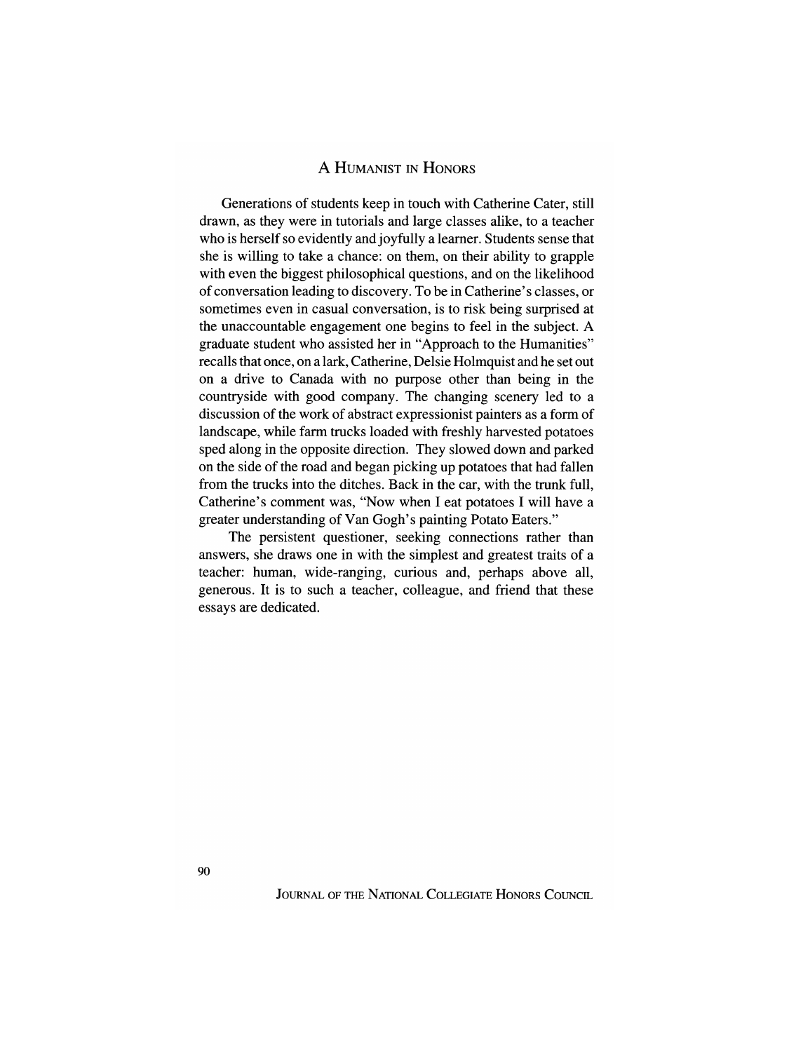## A Humanist in Honors

Generations of students keep in touch with Catherine Cater, still drawn, as they were in tutorials and large classes alike, to a teacher who is herself so evidently and joyfully a learner. Students sense that she is willing to take a chance: on them, on their ability to grapple with even the biggest philosophical questions, and on the likelihood of conversation leading to discovery. To be in Catherine's classes, or sometimes even in casual conversation, is to risk being surprised at the unaccountable engagement one begins to feel in the subject. A graduate student who assisted her in "Approach to the Humanities" recalls that once, on a lark, Catherine, Delsie Holmquist and he set out on a drive to Canada with no purpose other than being in the countryside with good company. The changing scenery led to a discussion of the work of abstract expressionist painters as a form of landscape, while farm trucks loaded with freshly harvested potatoes sped along in the opposite direction. They slowed down and parked on the side of the road and began picking up potatoes that had fallen from the trucks into the ditches. Back in the car, with the trunk full, Catherine's comment was, "Now when I eat potatoes I will have a greater understanding of Van Gogh's painting Potato Eaters."

The persistent questioner, seeking connections rather than answers, she draws one in with the simplest and greatest traits of a teacher: human, wide-ranging, curious and, perhaps above all, generous. It is to such a teacher, colleague, and friend that these essays are dedicated.